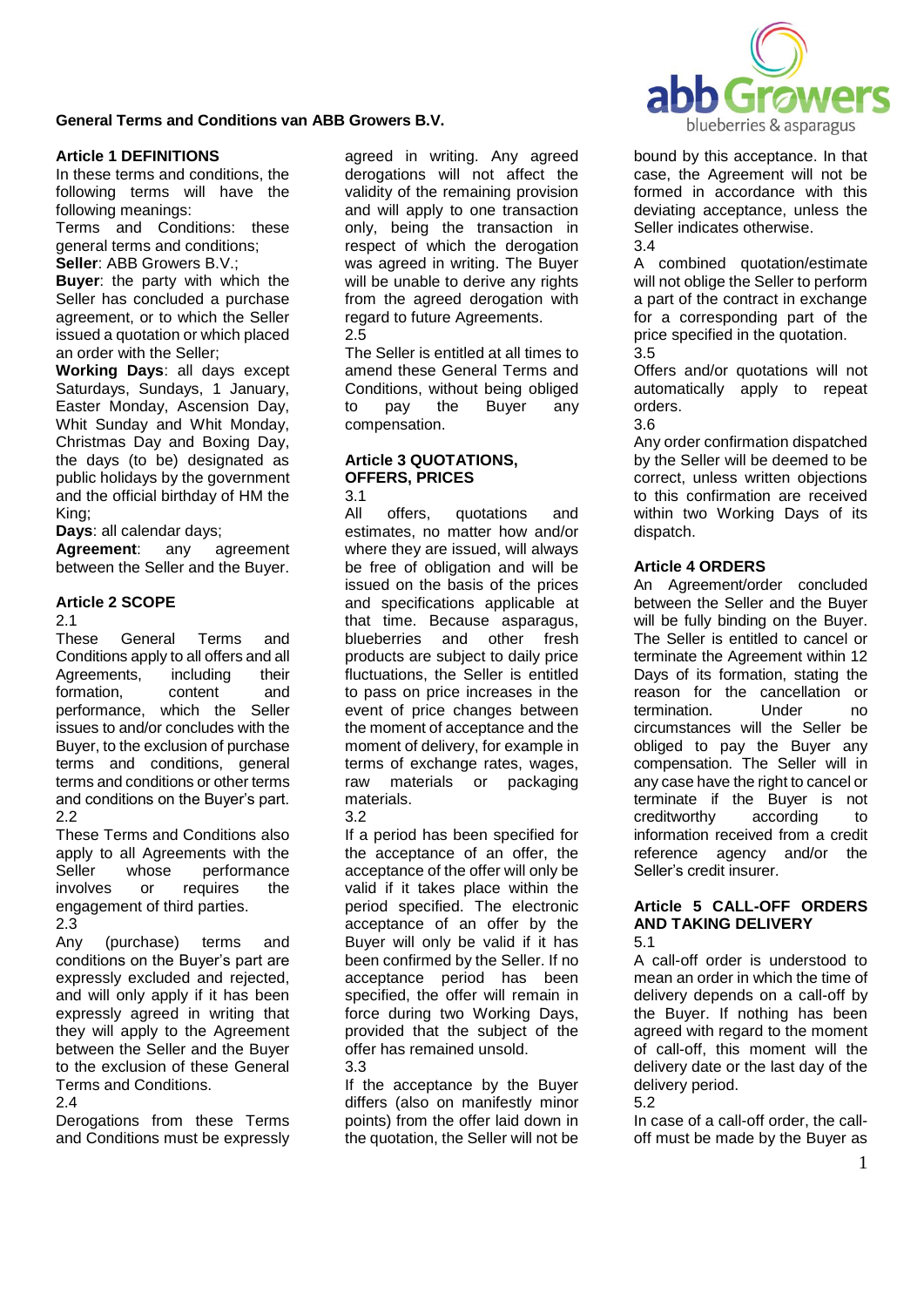# General Terms and Conditions van ABB Growers B.V.

## Article 1 DEFINITIONS

In these terms and conditions, the following terms will have the following meanings:

Terms and Conditions: these general terms and conditions;

**Seller**: ABB Growers B.V.;

**Buyer**: the party with which the Seller has concluded a purchase agreement, or to which the Seller issued a quotation or which placed an order with the Seller;

**Working Days**: all days except Saturdays, Sundays, 1 January, Easter Monday, Ascension Day, Whit Sunday and Whit Monday, Christmas Day and Boxing Day, the days (to be) designated as public holidays by the government and the official birthday of HM the King;

**Days**: all calendar days;

**Agreement**: any agreement between the Seller and the Buyer.

## Article 2 SCOPE

2.1

These General Terms and Conditions apply to all offers and all Agreements, including their formation, content and performance, which the Seller issues to and/or concludes with the Buyer, to the exclusion of purchase terms and conditions, general terms and conditions or other terms and conditions on the Buyer's part.

2.2

These Terms and Conditions also apply to all Agreements with the Seller whose performance involves or requires the engagement of third parties.

2.3

Any (purchase) terms and conditions on the Buyer's part are expressly excluded and rejected, and will only apply if it has been expressly agreed in writing that they will apply to the Agreement between the Seller and the Buyer to the exclusion of these General Terms and Conditions.

2.4

Derogations from these Terms and Conditions must be expressly agreed in writing. Any agreed derogations will not affect the validity of the remaining provision and will apply to one transaction only, being the transaction in respect of which the derogation was agreed in writing. The Buyer will be unable to derive any rights from the agreed derogation with regard to future Agreements.

2.5

The Seller is entitled at all times to amend these General Terms and Conditions, without being obliged to pay the Buyer any compensation.

## Article 3 QUOTATIONS, OFFERS, PRICES

3.1

All offers, quotations and estimates, no matter how and/or where they are issued, will always be free of obligation and will be issued on the basis of the prices and specifications applicable at that time. Because asparagus, blueberries and other fresh products are subject to daily price fluctuations, the Seller is entitled to pass on price increases in the event of price changes between the moment of acceptance and the moment of delivery, for example in terms of exchange rates, wages, raw materials or packaging materials.

3.2

If a period has been specified for the acceptance of an offer, the acceptance of the offer will only be valid if it takes place within the period specified. The electronic acceptance of an offer by the Buyer will only be valid if it has been confirmed by the Seller. If no acceptance period has been specified, the offer will remain in force during two Working Days, provided that the subject of the offer has remained unsold.

3.3

If the acceptance by the Buyer differs (also on manifestly minor points) from the offer laid down in the quotation, the Seller will not be bound by this acceptance. In that case, the Agreement will not be formed in accordance with this deviating acceptance, unless the Seller indicates otherwise.

3.4

A combined quotation/estimate will not oblige the Seller to perform a part of the contract in exchange for a corresponding part of the price specified in the quotation.

3.5

Offers and/or quotations will not automatically apply to repeat orders.

3.6

Any order confirmation dispatched by the Seller will be deemed to be correct, unless written objections to this confirmation are received within two Working Days of its dispatch.

## Article 4 ORDERS

An Agreement/order concluded between the Seller and the Buyer will be fully binding on the Buyer. The Seller is entitled to cancel or terminate the Agreement within 12 Days of its formation, stating the reason for the cancellation or termination. Under no circumstances will the Seller be obliged to pay the Buyer any compensation. The Seller will in any case have the right to cancel or terminate if the Buyer is not creditworthy according to information received from a credit reference agency and/or the Seller's credit insurer.

## Article 5 CALL-OFF ORDERS AND TAKING DELIVERY

5.1

A call-off order is understood to mean an order in which the time of delivery depends on a call-off by the Buyer. If nothing has been agreed with regard to the moment of call-off, this moment will the delivery date or the last day of the delivery period.

5.2

In case of a call-off order, the call-off must be made by the Buyer as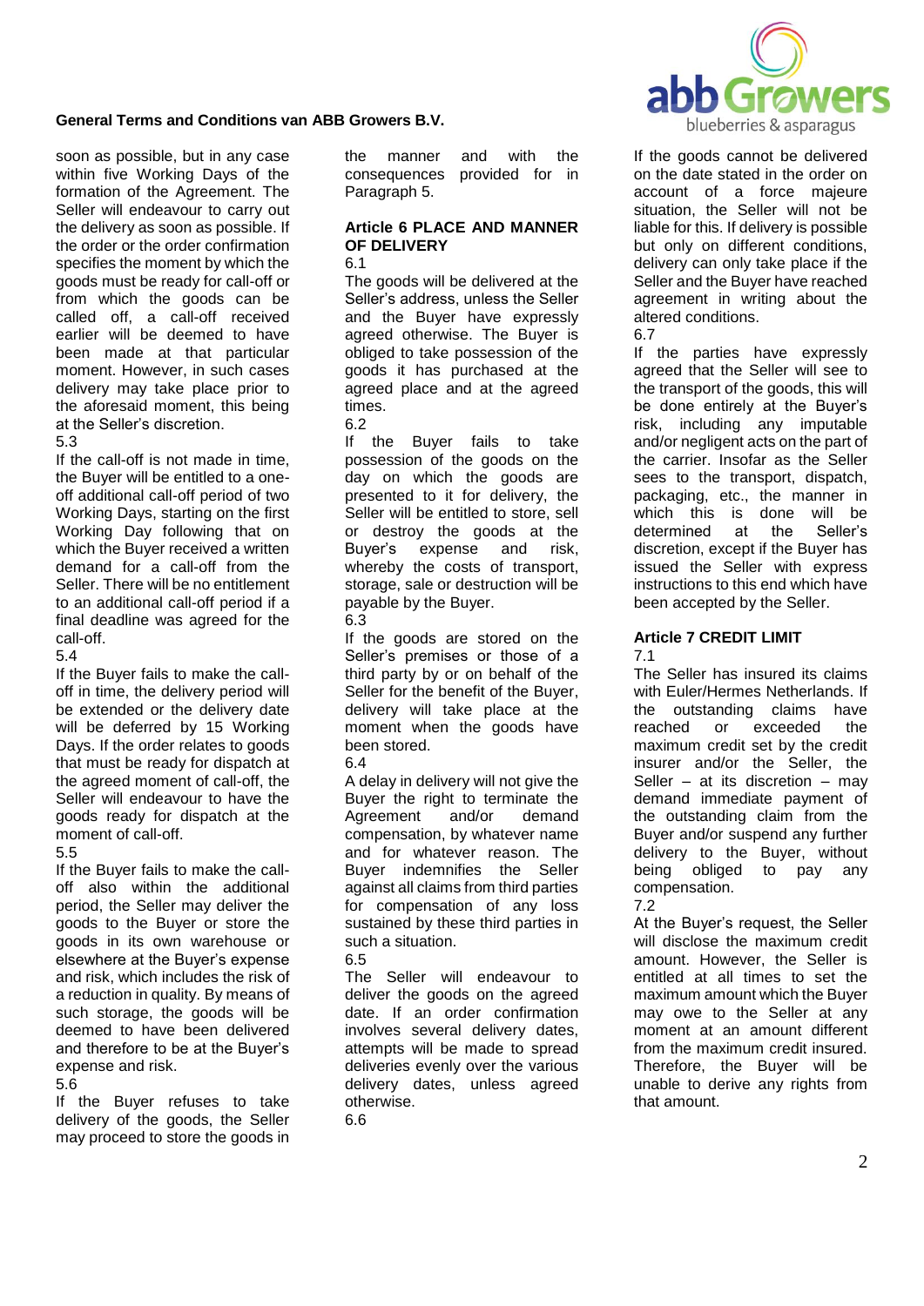soon as possible, but in any case within five Working Days of the formation of the Agreement. The Seller will endeavour to carry out the delivery as soon as possible. If the order or the order confirmation specifies the moment by which the goods must be ready for call-off or from which the goods can be called off, a call-off received earlier will be deemed to have been made at that particular moment. However, in such cases delivery may take place prior to the aforesaid moment, this being at the Seller's discretion.

5.3

If the call-off is not made in time, the Buyer will be entitled to a one-off additional call-off period of two Working Days, starting on the first Working Day following that on which the Buyer received a written demand for a call-off from the Seller. There will be no entitlement to an additional call-off period if a final deadline was agreed for the call-off.

5.4

If the Buyer fails to make the call-off in time, the delivery period will be extended or the delivery date will be deferred by 15 Working Days. If the order relates to goods that must be ready for dispatch at the agreed moment of call-off, the Seller will endeavour to have the goods ready for dispatch at the moment of call-off.

5.5

If the Buyer fails to make the call-off also within the additional period, the Seller may deliver the goods to the Buyer or store the goods in its own warehouse or elsewhere at the Buyer's expense and risk, which includes the risk of a reduction in quality. By means of such storage, the goods will be deemed to have been delivered and therefore to be at the Buyer's expense and risk.

5.6

If the Buyer refuses to take delivery of the goods, the Seller may proceed to store the goods in the manner and with the consequences provided for in Paragraph 5.

## Article 6 PLACE AND MANNER OF DELIVERY

6.1

The goods will be delivered at the Seller's address, unless the Seller and the Buyer have expressly agreed otherwise. The Buyer is obliged to take possession of the goods it has purchased at the agreed place and at the agreed times.

6.2

If the Buyer fails to take possession of the goods on the day on which the goods are presented to it for delivery, the Seller will be entitled to store, sell or destroy the goods at the Buyer's expense and risk, whereby the costs of transport, storage, sale or destruction will be payable by the Buyer.

6.3

If the goods are stored on the Seller's premises or those of a third party by or on behalf of the Seller for the benefit of the Buyer, delivery will take place at the moment when the goods have been stored.

6.4

A delay in delivery will not give the Buyer the right to terminate the Agreement and/or demand compensation, by whatever name and for whatever reason. The Buyer indemnifies the Seller against all claims from third parties for compensation of any loss sustained by these third parties in such a situation.

6.5

The Seller will endeavour to deliver the goods on the agreed date. If an order confirmation involves several delivery dates, attempts will be made to spread deliveries evenly over the various delivery dates, unless agreed otherwise.

6.6

If the goods cannot be delivered on the date stated in the order on account of a force majeure situation, the Seller will not be liable for this. If delivery is possible but only on different conditions, delivery can only take place if the Seller and the Buyer have reached agreement in writing about the altered conditions.

6.7

If the parties have expressly agreed that the Seller will see to the transport of the goods, this will be done entirely at the Buyer's risk, including any imputable and/or negligent acts on the part of the carrier. Insofar as the Seller sees to the transport, dispatch, packaging, etc., the manner in which this is done will be determined at the Seller's discretion, except if the Buyer has issued the Seller with express instructions to this end which have been accepted by the Seller.

## Article 7 CREDIT LIMIT

7.1

The Seller has insured its claims with Euler/Hermes Netherlands. If the outstanding claims have reached or exceeded the maximum credit set by the credit insurer and/or the Seller, the Seller – at its discretion – may demand immediate payment of the outstanding claim from the Buyer and/or suspend any further delivery to the Buyer, without being obliged to pay any compensation.

7.2

At the Buyer's request, the Seller will disclose the maximum credit amount. However, the Seller is entitled at all times to set the maximum amount which the Buyer may owe to the Seller at any moment at an amount different from the maximum credit insured. Therefore, the Buyer will be unable to derive any rights from that amount.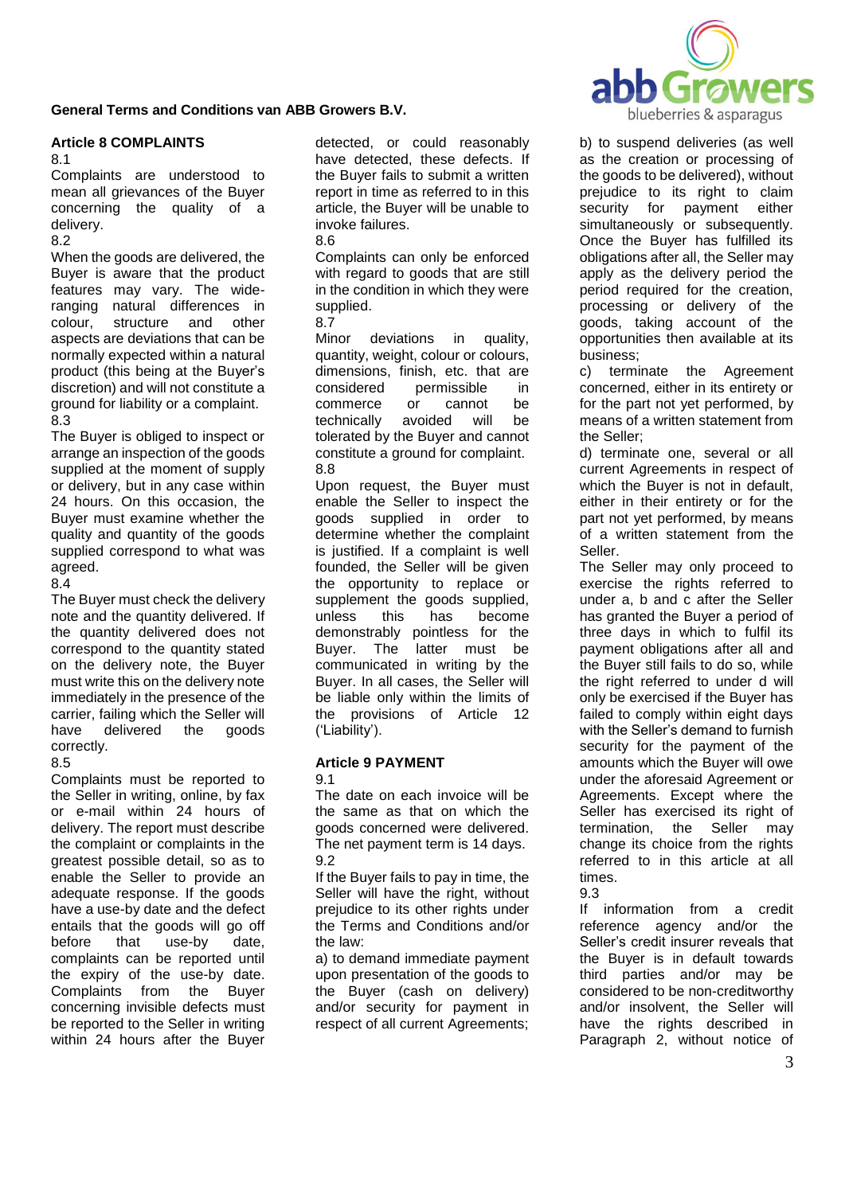**General Terms and Conditions van ABB Growers B.V.**

### Article 8 COMPLAINTS

8.1
Complaints are understood to mean all grievances of the Buyer concerning the quality of a delivery.

8.2
When the goods are delivered, the Buyer is aware that the product features may vary. The wide-ranging natural differences in colour, structure and other aspects are deviations that can be normally expected within a natural product (this being at the Buyer's discretion) and will not constitute a ground for liability or a complaint.

8.3
The Buyer is obliged to inspect or arrange an inspection of the goods supplied at the moment of supply or delivery, but in any case within 24 hours. On this occasion, the Buyer must examine whether the quality and quantity of the goods supplied correspond to what was agreed.

8.4
The Buyer must check the delivery note and the quantity delivered. If the quantity delivered does not correspond to the quantity stated on the delivery note, the Buyer must write this on the delivery note immediately in the presence of the carrier, failing which the Seller will have delivered the goods correctly.

8.5
Complaints must be reported to the Seller in writing, online, by fax or e-mail within 24 hours of delivery. The report must describe the complaint or complaints in the greatest possible detail, so as to enable the Seller to provide an adequate response. If the goods have a use-by date and the defect entails that the goods will go off before that use-by date, complaints can be reported until the expiry of the use-by date. Complaints from the Buyer concerning invisible defects must be reported to the Seller in writing within 24 hours after the Buyer detected, or could reasonably have detected, these defects. If the Buyer fails to submit a written report in time as referred to in this article, the Buyer will be unable to invoke failures.

8.6
Complaints can only be enforced with regard to goods that are still in the condition in which they were supplied.

8.7
Minor deviations in quality, quantity, weight, colour or colours, dimensions, finish, etc. that are considered permissible in commerce or cannot be technically avoided will be tolerated by the Buyer and cannot constitute a ground for complaint.

8.8
Upon request, the Buyer must enable the Seller to inspect the goods supplied in order to determine whether the complaint is justified. If a complaint is well founded, the Seller will be given the opportunity to replace or supplement the goods supplied, unless this has become demonstrably pointless for the Buyer. The latter must be communicated in writing by the Buyer. In all cases, the Seller will be liable only within the limits of the provisions of Article 12 ('Liability').

### Article 9 PAYMENT

9.1
The date on each invoice will be the same as that on which the goods concerned were delivered. The net payment term is 14 days.

9.2
If the Buyer fails to pay in time, the Seller will have the right, without prejudice to its other rights under the Terms and Conditions and/or the law:

a) to demand immediate payment upon presentation of the goods to the Buyer (cash on delivery) and/or security for payment in respect of all current Agreements;

b) to suspend deliveries (as well as the creation or processing of the goods to be delivered), without prejudice to its right to claim security for payment either simultaneously or subsequently. Once the Buyer has fulfilled its obligations after all, the Seller may apply as the delivery period the period required for the creation, processing or delivery of the goods, taking account of the opportunities then available at its business;

c) terminate the Agreement concerned, either in its entirety or for the part not yet performed, by means of a written statement from the Seller;

d) terminate one, several or all current Agreements in respect of which the Buyer is not in default, either in their entirety or for the part not yet performed, by means of a written statement from the Seller.

The Seller may only proceed to exercise the rights referred to under a, b and c after the Seller has granted the Buyer a period of three days in which to fulfil its payment obligations after all and the Buyer still fails to do so, while the right referred to under d will only be exercised if the Buyer has failed to comply within eight days with the Seller's demand to furnish security for the payment of the amounts which the Buyer will owe under the aforesaid Agreement or Agreements. Except where the Seller has exercised its right of termination, the Seller may change its choice from the rights referred to in this article at all times.

9.3
If information from a credit reference agency and/or the Seller's credit insurer reveals that the Buyer is in default towards third parties and/or may be considered to be non-creditworthy and/or insolvent, the Seller will have the rights described in Paragraph 2, without notice of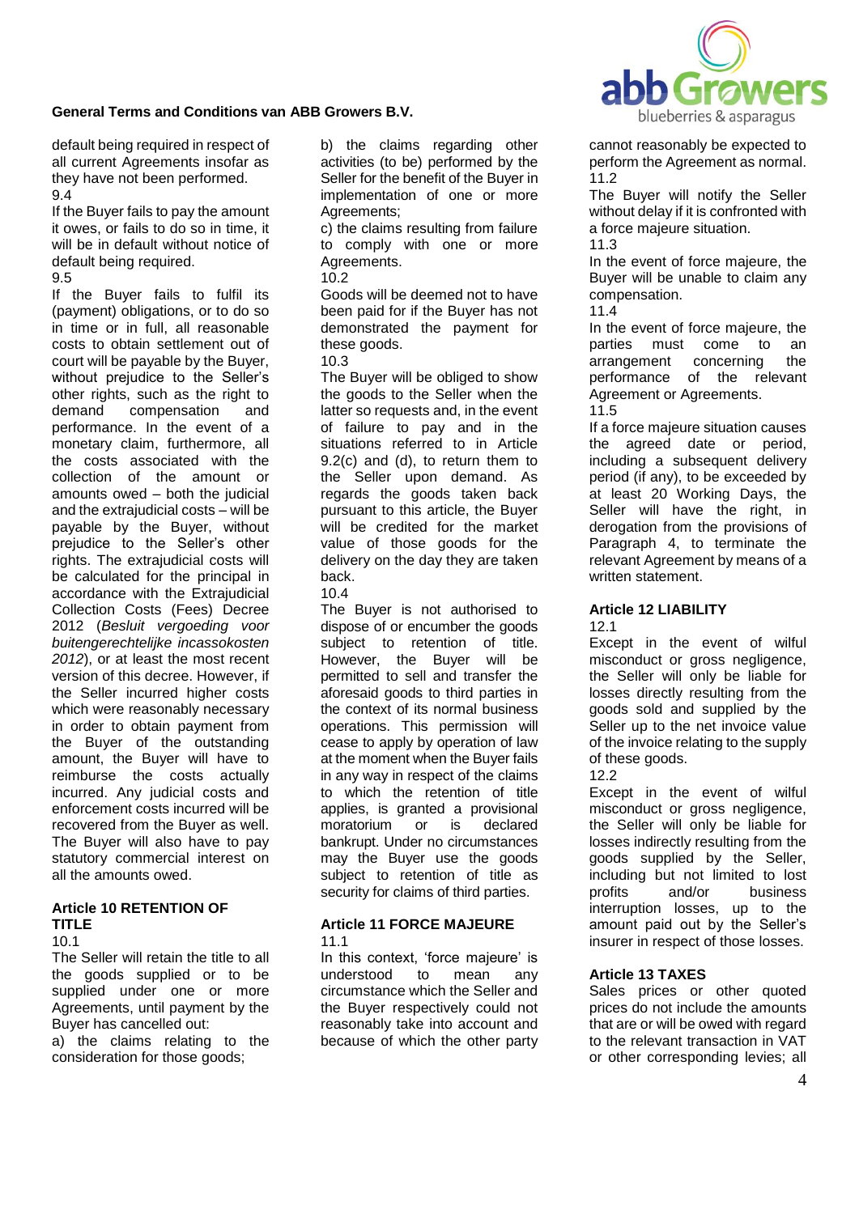default being required in respect of all current Agreements insofar as they have not been performed.

9.4

If the Buyer fails to pay the amount it owes, or fails to do so in time, it will be in default without notice of default being required.

9.5

If the Buyer fails to fulfil its (payment) obligations, or to do so in time or in full, all reasonable costs to obtain settlement out of court will be payable by the Buyer, without prejudice to the Seller's other rights, such as the right to demand compensation and performance. In the event of a monetary claim, furthermore, all the costs associated with the collection of the amount or amounts owed – both the judicial and the extrajudicial costs – will be payable by the Buyer, without prejudice to the Seller's other rights. The extrajudicial costs will be calculated for the principal in accordance with the Extrajudicial Collection Costs (Fees) Decree 2012 (*Besluit vergoeding voor buitengerechtelijke incassokosten 2012*), or at least the most recent version of this decree. However, if the Seller incurred higher costs which were reasonably necessary in order to obtain payment from the Buyer of the outstanding amount, the Buyer will have to reimburse the costs actually incurred. Any judicial costs and enforcement costs incurred will be recovered from the Buyer as well. The Buyer will also have to pay statutory commercial interest on all the amounts owed.

### Article 10 RETENTION OF TITLE

10.1

The Seller will retain the title to all the goods supplied or to be supplied under one or more Agreements, until payment by the Buyer has cancelled out:

a) the claims relating to the consideration for those goods;

b) the claims regarding other activities (to be) performed by the Seller for the benefit of the Buyer in implementation of one or more Agreements;

c) the claims resulting from failure to comply with one or more Agreements.

10.2

Goods will be deemed not to have been paid for if the Buyer has not demonstrated the payment for these goods.

10.3

The Buyer will be obliged to show the goods to the Seller when the latter so requests and, in the event of failure to pay and in the situations referred to in Article 9.2(c) and (d), to return them to the Seller upon demand. As regards the goods taken back pursuant to this article, the Buyer will be credited for the market value of those goods for the delivery on the day they are taken back.

10.4

The Buyer is not authorised to dispose of or encumber the goods subject to retention of title. However, the Buyer will be permitted to sell and transfer the aforesaid goods to third parties in the context of its normal business operations. This permission will cease to apply by operation of law at the moment when the Buyer fails in any way in respect of the claims to which the retention of title applies, is granted a provisional moratorium or is declared bankrupt. Under no circumstances may the Buyer use the goods subject to retention of title as security for claims of third parties.

### Article 11 FORCE MAJEURE

11.1

In this context, 'force majeure' is understood to mean any circumstance which the Seller and the Buyer respectively could not reasonably take into account and because of which the other party cannot reasonably be expected to perform the Agreement as normal.

11.2

The Buyer will notify the Seller without delay if it is confronted with a force majeure situation.

11.3

In the event of force majeure, the Buyer will be unable to claim any compensation.

11.4

In the event of force majeure, the parties must come to an arrangement concerning the performance of the relevant Agreement or Agreements.

11.5

If a force majeure situation causes the agreed date or period, including a subsequent delivery period (if any), to be exceeded by at least 20 Working Days, the Seller will have the right, in derogation from the provisions of Paragraph 4, to terminate the relevant Agreement by means of a written statement.

### Article 12 LIABILITY

12.1

Except in the event of wilful misconduct or gross negligence, the Seller will only be liable for losses directly resulting from the goods sold and supplied by the Seller up to the net invoice value of the invoice relating to the supply of these goods.

12.2

Except in the event of wilful misconduct or gross negligence, the Seller will only be liable for losses indirectly resulting from the goods supplied by the Seller, including but not limited to lost profits and/or business interruption losses, up to the amount paid out by the Seller's insurer in respect of those losses.

### Article 13 TAXES

Sales prices or other quoted prices do not include the amounts that are or will be owed with regard to the relevant transaction in VAT or other corresponding levies; all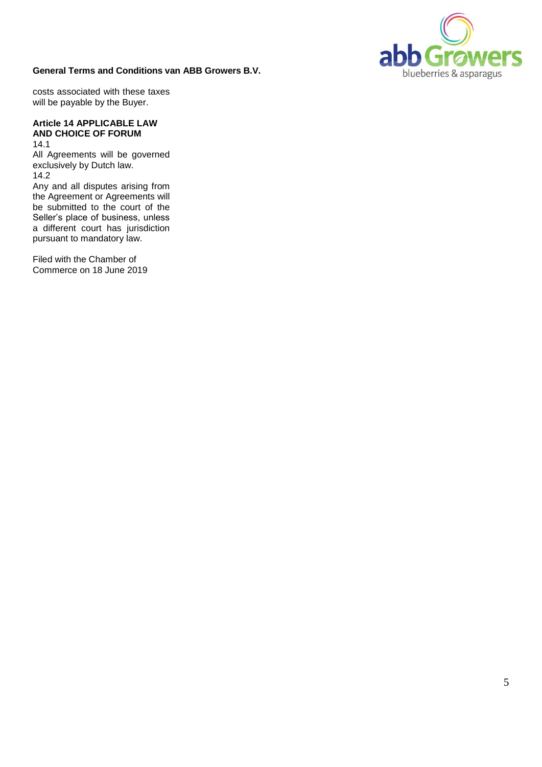costs associated with these taxes will be payable by the Buyer.

**Article 14 APPLICABLE LAW AND CHOICE OF FORUM**

14.1
All Agreements will be governed exclusively by Dutch law.

14.2
Any and all disputes arising from the Agreement or Agreements will be submitted to the court of the Seller's place of business, unless a different court has jurisdiction pursuant to mandatory law.

Filed with the Chamber of Commerce on 18 June 2019